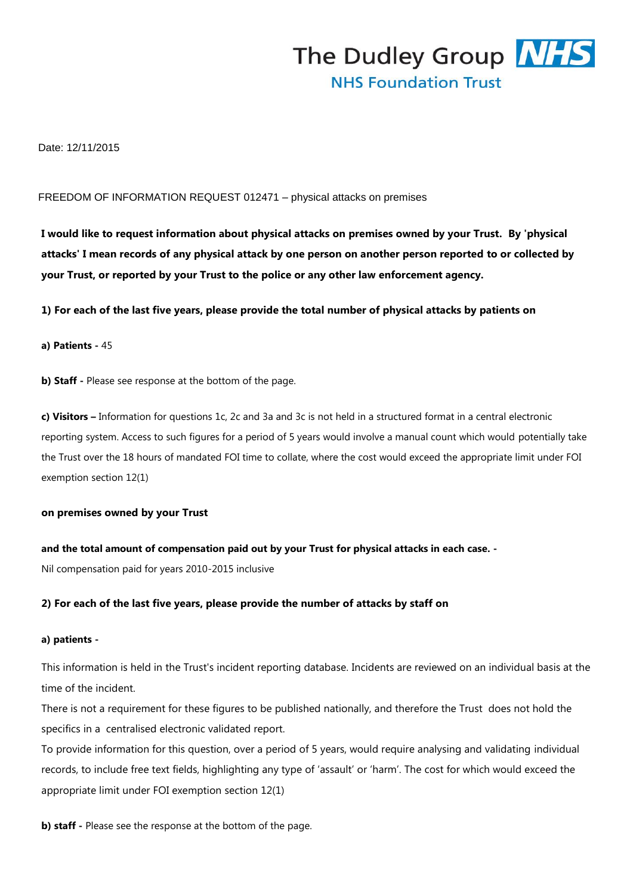The Dudley Group NHS
NHS Foundation Trust

Date: 12/11/2015

FREEDOM OF INFORMATION REQUEST 012471 – physical attacks on premises

**I would like to request information about physical attacks on premises owned by your Trust. By 'physical attacks' I mean records of any physical attack by one person on another person reported to or collected by your Trust, or reported by your Trust to the police or any other law enforcement agency.**

**1) For each of the last five years, please provide the total number of physical attacks by patients on**

**a) Patients -** 45

**b) Staff -** Please see response at the bottom of the page.

**c) Visitors –** Information for questions 1c, 2c and 3a and 3c is not held in a structured format in a central electronic reporting system. Access to such figures for a period of 5 years would involve a manual count which would potentially take the Trust over the 18 hours of mandated FOI time to collate, where the cost would exceed the appropriate limit under FOI exemption section 12(1)

**on premises owned by your Trust**

**and the total amount of compensation paid out by your Trust for physical attacks in each case. -**
Nil compensation paid for years 2010-2015 inclusive

**2) For each of the last five years, please provide the number of attacks by staff on**

**a) patients -**

This information is held in the Trust's incident reporting database. Incidents are reviewed on an individual basis at the time of the incident.
There is not a requirement for these figures to be published nationally, and therefore the Trust does not hold the specifics in a centralised electronic validated report.
To provide information for this question, over a period of 5 years, would require analysing and validating individual records, to include free text fields, highlighting any type of 'assault' or 'harm'. The cost for which would exceed the appropriate limit under FOI exemption section 12(1)

**b) staff -** Please see the response at the bottom of the page.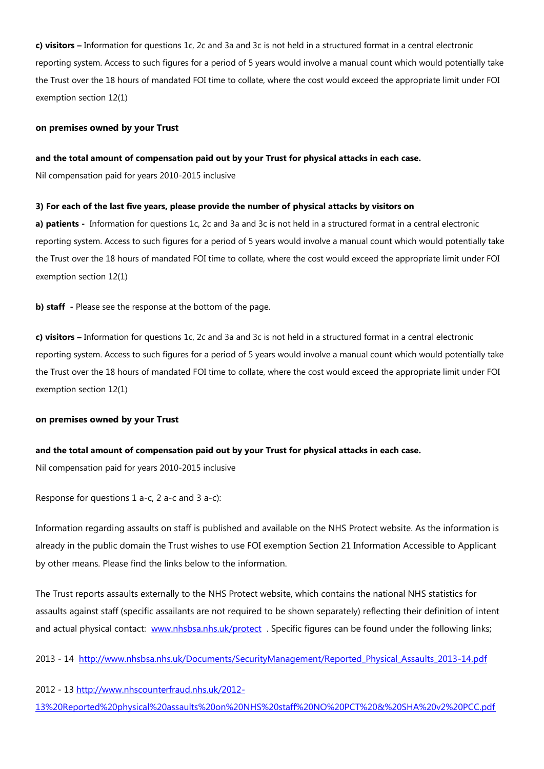**c) visitors –** Information for questions 1c, 2c and 3a and 3c is not held in a structured format in a central electronic reporting system. Access to such figures for a period of 5 years would involve a manual count which would potentially take the Trust over the 18 hours of mandated FOI time to collate, where the cost would exceed the appropriate limit under FOI exemption section 12(1)

**on premises owned by your Trust**

**and the total amount of compensation paid out by your Trust for physical attacks in each case.**

Nil compensation paid for years 2010-2015 inclusive

**3) For each of the last five years, please provide the number of physical attacks by visitors on**

**a) patients -** Information for questions 1c, 2c and 3a and 3c is not held in a structured format in a central electronic reporting system. Access to such figures for a period of 5 years would involve a manual count which would potentially take the Trust over the 18 hours of mandated FOI time to collate, where the cost would exceed the appropriate limit under FOI exemption section 12(1)

**b) staff -** Please see the response at the bottom of the page.

**c) visitors –** Information for questions 1c, 2c and 3a and 3c is not held in a structured format in a central electronic reporting system. Access to such figures for a period of 5 years would involve a manual count which would potentially take the Trust over the 18 hours of mandated FOI time to collate, where the cost would exceed the appropriate limit under FOI exemption section 12(1)

**on premises owned by your Trust**

**and the total amount of compensation paid out by your Trust for physical attacks in each case.**

Nil compensation paid for years 2010-2015 inclusive

Response for questions 1 a-c, 2 a-c and 3 a-c):

Information regarding assaults on staff is published and available on the NHS Protect website. As the information is already in the public domain the Trust wishes to use FOI exemption Section 21 Information Accessible to Applicant by other means. Please find the links below to the information.

The Trust reports assaults externally to the NHS Protect website, which contains the national NHS statistics for assaults against staff (specific assailants are not required to be shown separately) reflecting their definition of intent and actual physical contact: [www.nhsbsa.nhs.uk/protect](www.nhsbsa.nhs.uk/protect) . Specific figures can be found under the following links;

2013 - 14 [http://www.nhsbsa.nhs.uk/Documents/SecurityManagement/Reported_Physical_Assaults_2013-14.pdf](http://www.nhsbsa.nhs.uk/Documents/SecurityManagement/Reported_Physical_Assaults_2013-14.pdf)

2012 - 13 [http://www.nhscounterfraud.nhs.uk/2012-13%20Reported%20physical%20assaults%20on%20NHS%20staff%20NO%20PCT%20&%20SHA%20v2%20PCC.pdf](http://www.nhscounterfraud.nhs.uk/2012-13%20Reported%20physical%20assaults%20on%20NHS%20staff%20NO%20PCT%20&%20SHA%20v2%20PCC.pdf)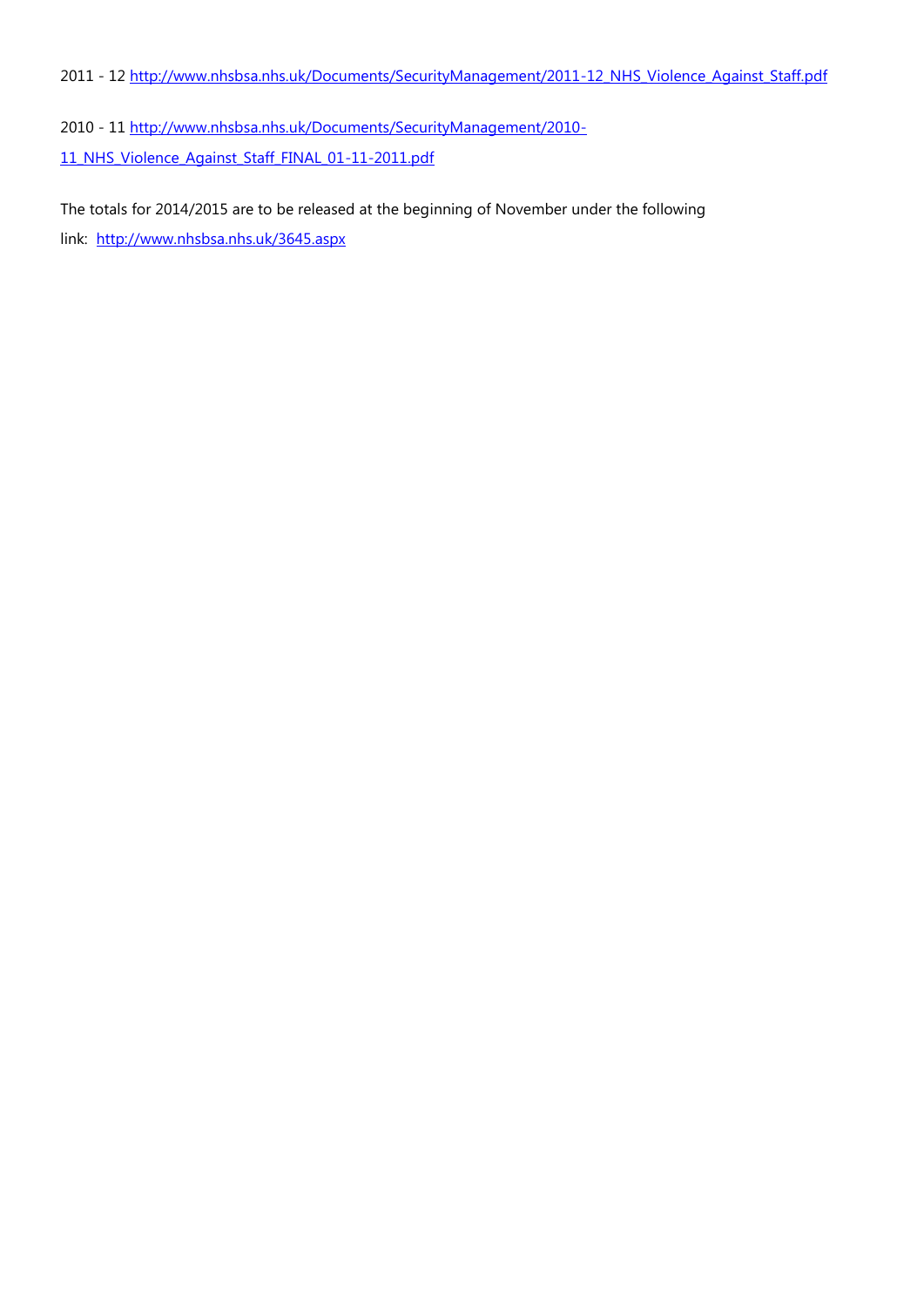2011 - 12 http://www.nhsbsa.nhs.uk/Documents/SecurityManagement/2011-12_NHS_Violence_Against_Staff.pdf

2010 - 11 http://www.nhsbsa.nhs.uk/Documents/SecurityManagement/2010-11_NHS_Violence_Against_Staff_FINAL_01-11-2011.pdf

The totals for 2014/2015 are to be released at the beginning of November under the following link: http://www.nhsbsa.nhs.uk/3645.aspx